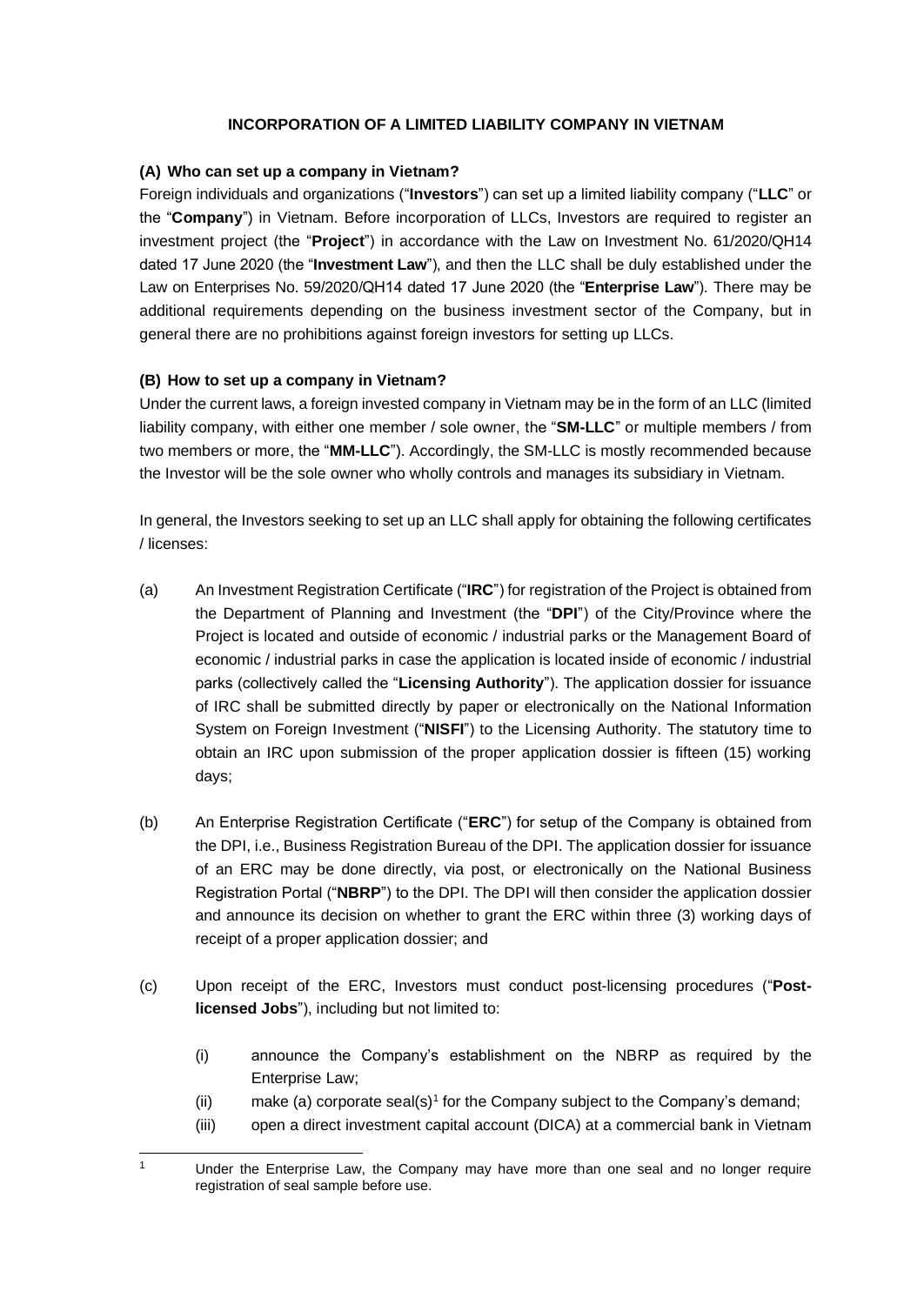# INCORPORATION OF A LIMITED LIABILITY COMPANY IN VIETNAM

## (A) Who can set up a company in Vietnam?

Foreign individuals and organizations ("**Investors**") can set up a limited liability company ("**LLC**" or the "**Company**") in Vietnam. Before incorporation of LLCs, Investors are required to register an investment project (the "**Project**") in accordance with the Law on Investment No. 61/2020/QH14 dated 17 June 2020 (the "**Investment Law**"), and then the LLC shall be duly established under the Law on Enterprises No. 59/2020/QH14 dated 17 June 2020 (the "**Enterprise Law**"). There may be additional requirements depending on the business investment sector of the Company, but in general there are no prohibitions against foreign investors for setting up LLCs.

## (B) How to set up a company in Vietnam?

Under the current laws, a foreign invested company in Vietnam may be in the form of an LLC (limited liability company, with either one member / sole owner, the "**SM-LLC**" or multiple members / from two members or more, the "**MM-LLC**"). Accordingly, the SM-LLC is mostly recommended because the Investor will be the sole owner who wholly controls and manages its subsidiary in Vietnam.

In general, the Investors seeking to set up an LLC shall apply for obtaining the following certificates / licenses:

(a) An Investment Registration Certificate ("**IRC**") for registration of the Project is obtained from the Department of Planning and Investment (the "**DPI**") of the City/Province where the Project is located and outside of economic / industrial parks or the Management Board of economic / industrial parks in case the application is located inside of economic / industrial parks (collectively called the "**Licensing Authority**"). The application dossier for issuance of IRC shall be submitted directly by paper or electronically on the National Information System on Foreign Investment ("**NISFI**") to the Licensing Authority. The statutory time to obtain an IRC upon submission of the proper application dossier is fifteen (15) working days;

(b) An Enterprise Registration Certificate ("**ERC**") for setup of the Company is obtained from the DPI, i.e., Business Registration Bureau of the DPI. The application dossier for issuance of an ERC may be done directly, via post, or electronically on the National Business Registration Portal ("**NBRP**") to the DPI. The DPI will then consider the application dossier and announce its decision on whether to grant the ERC within three (3) working days of receipt of a proper application dossier; and

(c) Upon receipt of the ERC, Investors must conduct post-licensing procedures ("**Post-licensed Jobs**"), including but not limited to:

  (i) announce the Company's establishment on the NBRP as required by the Enterprise Law;

  (ii) make (a) corporate seal(s)[1] for the Company subject to the Company's demand;

  (iii) open a direct investment capital account (DICA) at a commercial bank in Vietnam

---

[1] Under the Enterprise Law, the Company may have more than one seal and no longer require registration of seal sample before use.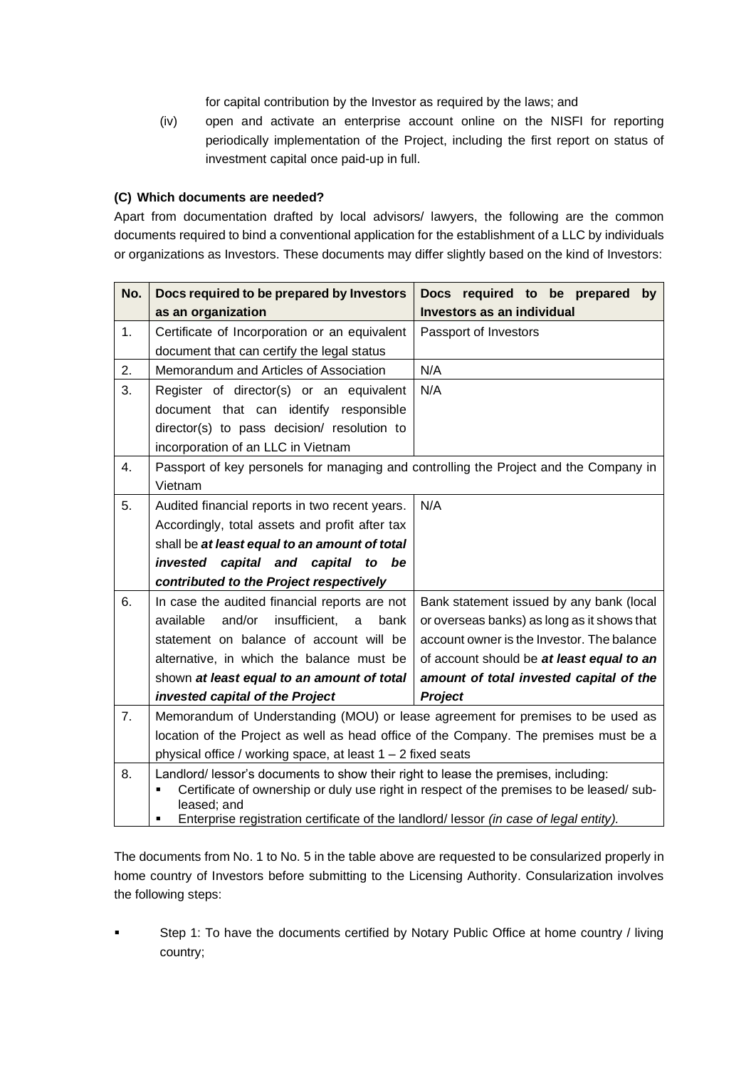for capital contribution by the Investor as required by the laws; and

(iv) open and activate an enterprise account online on the NISFI for reporting periodically implementation of the Project, including the first report on status of investment capital once paid-up in full.

**(C) Which documents are needed?**

Apart from documentation drafted by local advisors/ lawyers, the following are the common documents required to bind a conventional application for the establishment of a LLC by individuals or organizations as Investors. These documents may differ slightly based on the kind of Investors:

| No. | Docs required to be prepared by Investors as an organization | Docs required to be prepared by Investors as an individual |
|---|---|---|
| 1. | Certificate of Incorporation or an equivalent document that can certify the legal status | Passport of Investors |
| 2. | Memorandum and Articles of Association | N/A |
| 3. | Register of director(s) or an equivalent document that can identify responsible director(s) to pass decision/ resolution to incorporation of an LLC in Vietnam | N/A |
| 4. | Passport of key personels for managing and controlling the Project and the Company in Vietnam | |
| 5. | Audited financial reports in two recent years. Accordingly, total assets and profit after tax shall be ***at least equal to an amount of total invested capital and capital to be contributed to the Project respectively*** | N/A |
| 6. | In case the audited financial reports are not available and/or insufficient, a bank statement on balance of account will be alternative, in which the balance must be shown ***at least equal to an amount of total invested capital of the Project*** | Bank statement issued by any bank (local or overseas banks) as long as it shows that account owner is the Investor. The balance of account should be ***at least equal to an amount of total invested capital of the Project*** |
| 7. | Memorandum of Understanding (MOU) or lease agreement for premises to be used as location of the Project as well as head office of the Company. The premises must be a physical office / working space, at least 1 – 2 fixed seats | |
| 8. | Landlord/ lessor's documents to show their right to lease the premises, including:<br>▪ Certificate of ownership or duly use right in respect of the premises to be leased/ sub-leased; and<br>▪ Enterprise registration certificate of the landlord/ lessor *(in case of legal entity).* | |

The documents from No. 1 to No. 5 in the table above are requested to be consularized properly in home country of Investors before submitting to the Licensing Authority. Consularization involves the following steps:

- Step 1: To have the documents certified by Notary Public Office at home country / living country;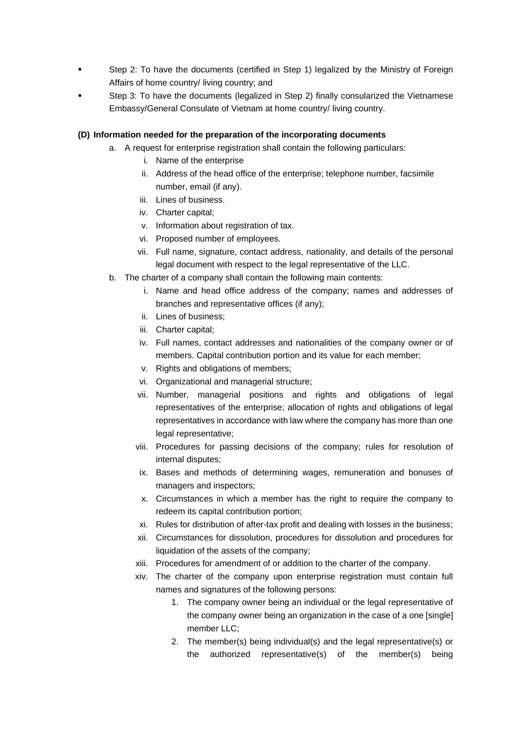- Step 2: To have the documents (certified in Step 1) legalized by the Ministry of Foreign Affairs of home country/ living country; and
- Step 3: To have the documents (legalized in Step 2) finally consularized the Vietnamese Embassy/General Consulate of Vietnam at home country/ living country.

**(D) Information needed for the preparation of the incorporating documents**

a. A request for enterprise registration shall contain the following particulars:

   i. Name of the enterprise
   
   ii. Address of the head office of the enterprise; telephone number, facsimile number, email (if any).
   
   iii. Lines of business.
   
   iv. Charter capital;
   
   v. Information about registration of tax.
   
   vi. Proposed number of employees.
   
   vii. Full name, signature, contact address, nationality, and details of the personal legal document with respect to the legal representative of the LLC.

b. The charter of a company shall contain the following main contents:

   i. Name and head office address of the company; names and addresses of branches and representative offices (if any);
   
   ii. Lines of business;
   
   iii. Charter capital;
   
   iv. Full names, contact addresses and nationalities of the company owner or of members. Capital contribution portion and its value for each member;
   
   v. Rights and obligations of members;
   
   vi. Organizational and managerial structure;
   
   vii. Number, managerial positions and rights and obligations of legal representatives of the enterprise; allocation of rights and obligations of legal representatives in accordance with law where the company has more than one legal representative;
   
   viii. Procedures for passing decisions of the company; rules for resolution of internal disputes;
   
   ix. Bases and methods of determining wages, remuneration and bonuses of managers and inspectors;
   
   x. Circumstances in which a member has the right to require the company to redeem its capital contribution portion;
   
   xi. Rules for distribution of after-tax profit and dealing with losses in the business;
   
   xii. Circumstances for dissolution, procedures for dissolution and procedures for liquidation of the assets of the company;
   
   xiii. Procedures for amendment of or addition to the charter of the company.
   
   xiv. The charter of the company upon enterprise registration must contain full names and signatures of the following persons:
   
      1. The company owner being an individual or the legal representative of the company owner being an organization in the case of a one [single] member LLC;
      2. The member(s) being individual(s) and the legal representative(s) or the authorized representative(s) of the member(s) being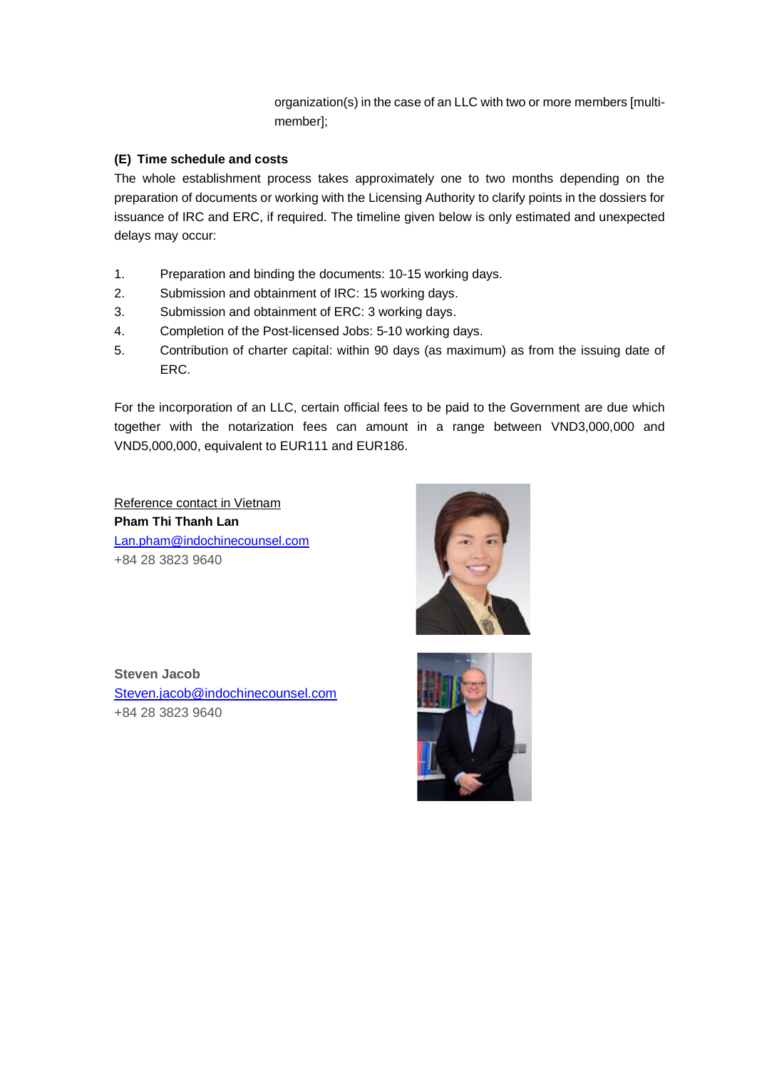organization(s) in the case of an LLC with two or more members [multi-member];

**(E) Time schedule and costs**

The whole establishment process takes approximately one to two months depending on the preparation of documents or working with the Licensing Authority to clarify points in the dossiers for issuance of IRC and ERC, if required. The timeline given below is only estimated and unexpected delays may occur:

1. Preparation and binding the documents: 10-15 working days.
2. Submission and obtainment of IRC: 15 working days.
3. Submission and obtainment of ERC: 3 working days.
4. Completion of the Post-licensed Jobs: 5-10 working days.
5. Contribution of charter capital: within 90 days (as maximum) as from the issuing date of ERC.

For the incorporation of an LLC, certain official fees to be paid to the Government are due which together with the notarization fees can amount in a range between VND3,000,000 and VND5,000,000, equivalent to EUR111 and EUR186.

Reference contact in Vietnam
**Pham Thi Thanh Lan**
Lan.pham@indochinecounsel.com
+84 28 3823 9640

**Steven Jacob**
Steven.jacob@indochinecounsel.com
+84 28 3823 9640